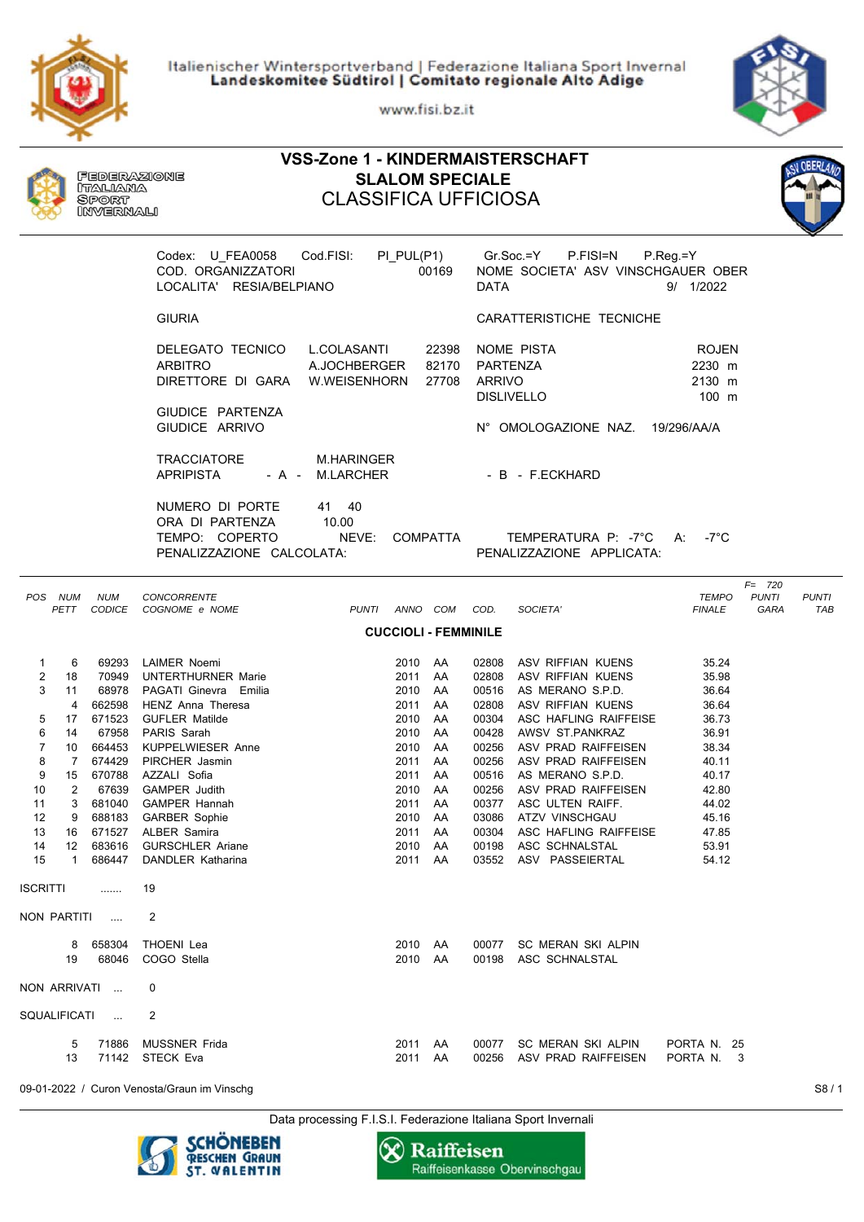Italienischer Wintersportverband | Federazione Italiana Sport Invernali
**Landeskomitee Südtirol | Comitato regionale Alto Adige**

www.fisi.bz.it

FEDERAZIONE ITALIANA SPORT INVERNALI

# VSS-Zone 1 - KINDERMAISTERSCHAFT
## SLALOM SPECIALE
## CLASSIFICA UFFICIOSA

Codex: U_FEA0058 Cod.FISI: PI_PUL(P1) Gr.Soc.=Y P.FISI=N P.Reg.=Y
COD. ORGANIZZATORI 00169 NOME SOCIETA' ASV VINSCHGAUER OBER
LOCALITA' RESIA/BELPIANO DATA 9/ 1/2022

GIURIA | CARATTERISTICHE TECNICHE

| | | | | |
|---|---|---|---|---|
| DELEGATO TECNICO | L.COLASANTI | 22398 | NOME PISTA | ROJEN |
| ARBITRO | A.JOCHBERGER | 82170 | PARTENZA | 2230 m |
| DIRETTORE DI GARA | W.WEISENHORN | 27708 | ARRIVO | 2130 m |
| | | | DISLIVELLO | 100 m |
| GIUDICE PARTENZA | | | | |
| GIUDICE ARRIVO | | | N° OMOLOGAZIONE NAZ. | 19/296/AA/A |

TRACCIATORE M.HARINGER
APRIPISTA - A - M.LARCHER - B - F.ECKHARD

NUMERO DI PORTE 41 40
ORA DI PARTENZA 10.00
TEMPO: COPERTO NEVE: COMPATTA TEMPERATURA P: -7°C A: -7°C
PENALIZZAZIONE CALCOLATA: PENALIZZAZIONE APPLICATA:

F= 720

### CUCCIOLI - FEMMINILE

| POS | NUM PETT | NUM CODICE | CONCORRENTE COGNOME e NOME | PUNTI | ANNO | COM | COD. | SOCIETA' | TEMPO FINALE | PUNTI GARA | PUNTI TAB |
|---|---|---|---|---|---|---|---|---|---|---|---|
| 1 | 6 | 69293 | LAIMER Noemi | | 2010 | AA | 02808 | ASV RIFFIAN KUENS | 35.24 | | |
| 2 | 18 | 70949 | UNTERTHURNER Marie | | 2011 | AA | 02808 | ASV RIFFIAN KUENS | 35.98 | | |
| 3 | 11 | 68978 | PAGATI Ginevra Emilia | | 2010 | AA | 00516 | AS MERANO S.P.D. | 36.64 | | |
| | 4 | 662598 | HENZ Anna Theresa | | 2011 | AA | 02808 | ASV RIFFIAN KUENS | 36.64 | | |
| 5 | 17 | 671523 | GUFLER Matilde | | 2010 | AA | 00304 | ASC HAFLING RAIFFEISE | 36.73 | | |
| 6 | 14 | 67958 | PARIS Sarah | | 2010 | AA | 00428 | AWSV ST.PANKRAZ | 36.91 | | |
| 7 | 10 | 664453 | KUPPELWIESER Anne | | 2010 | AA | 00256 | ASV PRAD RAIFFEISEN | 38.34 | | |
| 8 | 7 | 674429 | PIRCHER Jasmin | | 2011 | AA | 00256 | ASV PRAD RAIFFEISEN | 40.11 | | |
| 9 | 15 | 670788 | AZZALI Sofia | | 2011 | AA | 00516 | AS MERANO S.P.D. | 40.17 | | |
| 10 | 2 | 67639 | GAMPER Judith | | 2010 | AA | 00256 | ASV PRAD RAIFFEISEN | 42.80 | | |
| 11 | 3 | 681040 | GAMPER Hannah | | 2011 | AA | 00377 | ASC ULTEN RAIFF. | 44.02 | | |
| 12 | 9 | 688183 | GARBER Sophie | | 2010 | AA | 03086 | ATZV VINSCHGAU | 45.16 | | |
| 13 | 16 | 671527 | ALBER Samira | | 2011 | AA | 00304 | ASC HAFLING RAIFFEISE | 47.85 | | |
| 14 | 12 | 683616 | GURSCHLER Ariane | | 2010 | AA | 00198 | ASC SCHNALSTAL | 53.91 | | |
| 15 | 1 | 686447 | DANDLER Katharina | | 2011 | AA | 03552 | ASV PASSEIERTAL | 54.12 | | |

ISCRITTI ....... 19

NON PARTITI .... 2

| NUM PETT | NUM CODICE | COGNOME e NOME | ANNO | COM | COD. | SOCIETA' |
|---|---|---|---|---|---|---|
| 8 | 658304 | THOENI Lea | 2010 | AA | 00077 | SC MERAN SKI ALPIN |
| 19 | 68046 | COGO Stella | 2010 | AA | 00198 | ASC SCHNALSTAL |

NON ARRIVATI ... 0

SQUALIFICATI ... 2

| NUM PETT | NUM CODICE | COGNOME e NOME | ANNO | COM | COD. | SOCIETA' | |
|---|---|---|---|---|---|---|---|
| 5 | 71886 | MUSSNER Frida | 2011 | AA | 00077 | SC MERAN SKI ALPIN | PORTA N. 25 |
| 13 | 71142 | STECK Eva | 2011 | AA | 00256 | ASV PRAD RAIFFEISEN | PORTA N. 3 |

09-01-2022 / Curon Venosta/Graun im Vinschg

Data processing F.I.S.I. Federazione Italiana Sport Invernali

SCHÖNEBEN RESCHEN GRAUN ST. VALENTIN — Raiffeisen Raiffeisenkasse Obervinschgau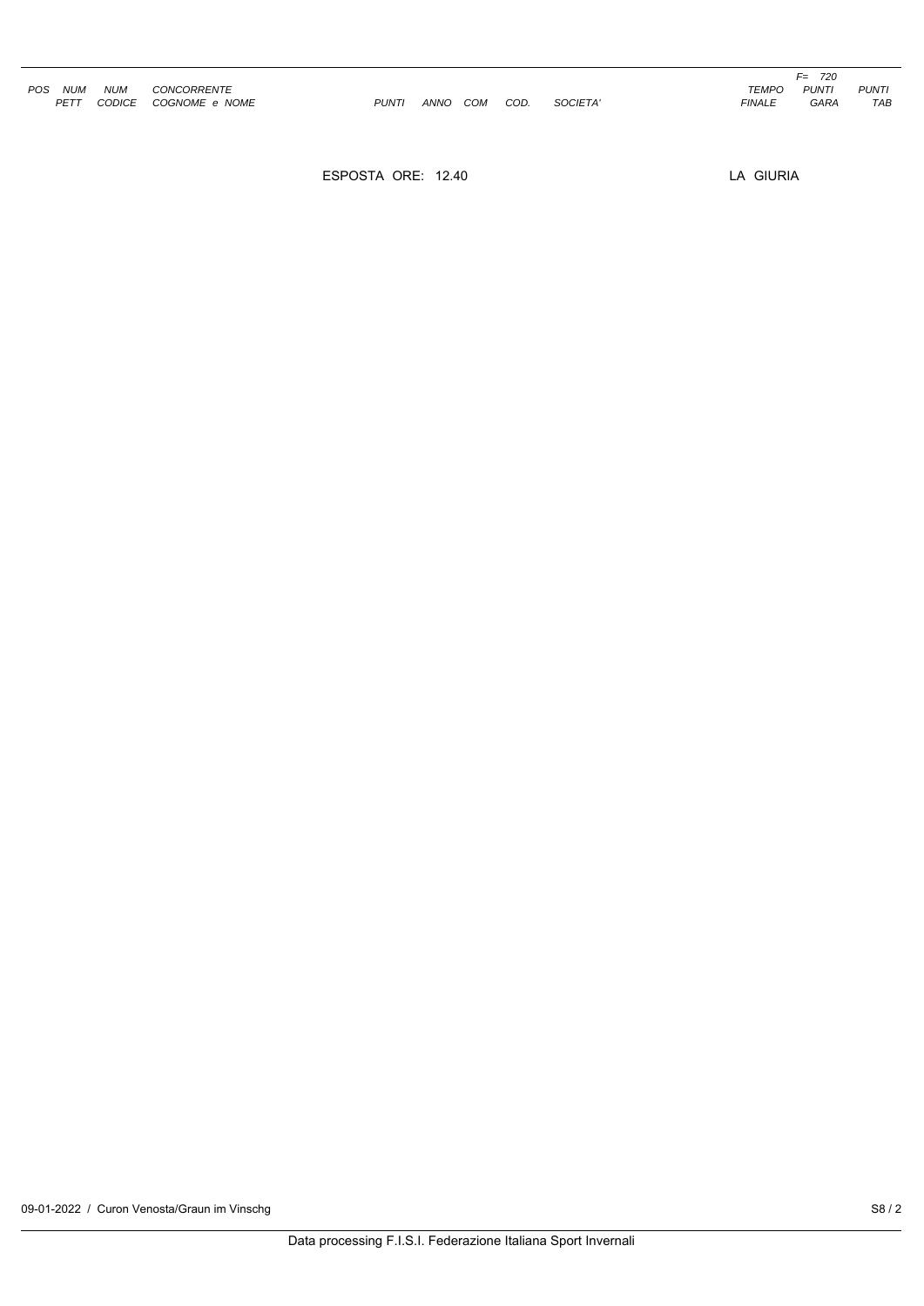| POS | NUM PETT | NUM CODICE | CONCORRENTE COGNOME e NOME | PUNTI | ANNO | COM | COD. | SOCIETA' | TEMPO FINALE | F= 720 PUNTI GARA | PUNTI TAB |
|---|---|---|---|---|---|---|---|---|---|---|---|

ESPOSTA ORE: 12.40

LA GIURIA

09-01-2022 / Curon Venosta/Graun im Vinschg

Data processing F.I.S.I. Federazione Italiana Sport Invernali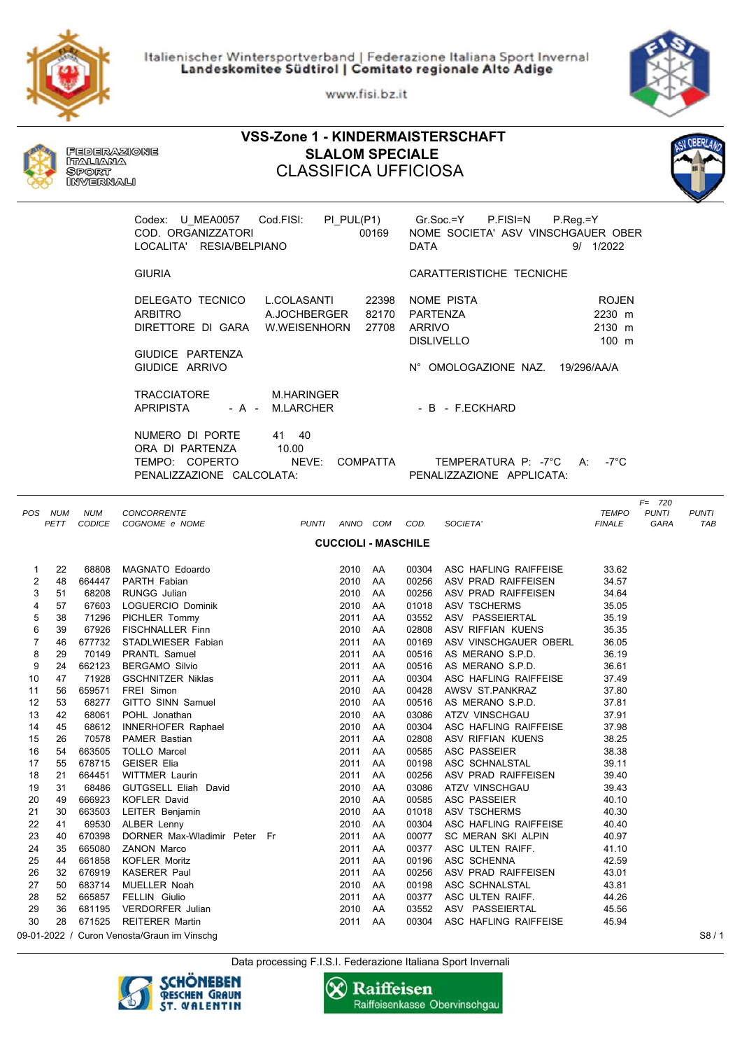Italienischer Wintersportverband | Federazione Italiana Sport Invernali
**Landeskomitee Südtirol | Comitato regionale Alto Adige**

www.fisi.bz.it

FEDERAZIONE ITALIANA SPORT INVERNALI

# VSS-Zone 1 - KINDERMAISTERSCHAFT
## SLALOM SPECIALE
## CLASSIFICA UFFICIOSA

Codex: U_MEA0057 Cod.FISI: PI_PUL(P1) Gr.Soc.=Y P.FISI=N P.Reg.=Y
COD. ORGANIZZATORI 00169 NOME SOCIETA' ASV VINSCHGAUER OBER
LOCALITA' RESIA/BELPIANO DATA 9/ 1/2022

GIURIA — CARATTERISTICHE TECNICHE

| GIURIA | | | CARATTERISTICHE TECNICHE | |
|---|---|---|---|---|
| DELEGATO TECNICO | L.COLASANTI | 22398 | NOME PISTA | ROJEN |
| ARBITRO | A.JOCHBERGER | 82170 | PARTENZA | 2230 m |
| DIRETTORE DI GARA | W.WEISENHORN | 27708 | ARRIVO | 2130 m |
| | | | DISLIVELLO | 100 m |
| GIUDICE PARTENZA | | | N° OMOLOGAZIONE NAZ. | 19/296/AA/A |
| GIUDICE ARRIVO | | | | |

TRACCIATORE M.HARINGER
APRIPISTA - A - M.LARCHER - B - F.ECKHARD

NUMERO DI PORTE 41 40
ORA DI PARTENZA 10.00
TEMPO: COPERTO NEVE: COMPATTA TEMPERATURA P: -7°C A: -7°C
PENALIZZAZIONE CALCOLATA: PENALIZZAZIONE APPLICATA:

F= 720

### CUCCIOLI - MASCHILE

| POS | NUM PETT | NUM CODICE | CONCORRENTE COGNOME e NOME | PUNTI | ANNO | COM | COD. | SOCIETA' | TEMPO FINALE | PUNTI GARA | PUNTI TAB |
|---|---|---|---|---|---|---|---|---|---|---|---|
| 1 | 22 | 68808 | MAGNATO Edoardo | | 2010 | AA | 00304 | ASC HAFLING RAIFFEISE | 33.62 | | |
| 2 | 48 | 664447 | PARTH Fabian | | 2010 | AA | 00256 | ASV PRAD RAIFFEISEN | 34.57 | | |
| 3 | 51 | 68208 | RUNGG Julian | | 2010 | AA | 00256 | ASV PRAD RAIFFEISEN | 34.64 | | |
| 4 | 57 | 67603 | LOGUERCIO Dominik | | 2010 | AA | 01018 | ASV TSCHERMS | 35.05 | | |
| 5 | 38 | 71296 | PICHLER Tommy | | 2011 | AA | 03552 | ASV PASSEIERTAL | 35.19 | | |
| 6 | 39 | 67926 | FISCHNALLER Finn | | 2010 | AA | 02808 | ASV RIFFIAN KUENS | 35.35 | | |
| 7 | 46 | 677732 | STADLWIESER Fabian | | 2011 | AA | 00169 | ASV VINSCHGAUER OBERL | 36.05 | | |
| 8 | 29 | 70149 | PRANTL Samuel | | 2011 | AA | 00516 | AS MERANO S.P.D. | 36.19 | | |
| 9 | 24 | 662123 | BERGAMO Silvio | | 2011 | AA | 00516 | AS MERANO S.P.D. | 36.61 | | |
| 10 | 47 | 71928 | GSCHNITZER Niklas | | 2011 | AA | 00304 | ASC HAFLING RAIFFEISE | 37.49 | | |
| 11 | 56 | 659571 | FREI Simon | | 2010 | AA | 00428 | AWSV ST.PANKRAZ | 37.80 | | |
| 12 | 53 | 68277 | GITTO SINN Samuel | | 2010 | AA | 00516 | AS MERANO S.P.D. | 37.81 | | |
| 13 | 42 | 68061 | POHL Jonathan | | 2010 | AA | 03086 | ATZV VINSCHGAU | 37.91 | | |
| 14 | 45 | 68612 | INNERHOFER Raphael | | 2010 | AA | 00304 | ASC HAFLING RAIFFEISE | 37.98 | | |
| 15 | 26 | 70578 | PAMER Bastian | | 2011 | AA | 02808 | ASV RIFFIAN KUENS | 38.25 | | |
| 16 | 54 | 663505 | TOLLO Marcel | | 2011 | AA | 00585 | ASC PASSEIER | 38.38 | | |
| 17 | 55 | 678715 | GEISER Elia | | 2011 | AA | 00198 | ASC SCHNALSTAL | 39.11 | | |
| 18 | 21 | 664451 | WITTMER Laurin | | 2011 | AA | 00256 | ASV PRAD RAIFFEISEN | 39.40 | | |
| 19 | 31 | 68486 | GUTGSELL Eliah David | | 2010 | AA | 03086 | ATZV VINSCHGAU | 39.43 | | |
| 20 | 49 | 666923 | KOFLER David | | 2010 | AA | 00585 | ASC PASSEIER | 40.10 | | |
| 21 | 30 | 663503 | LEITER Benjamin | | 2010 | AA | 01018 | ASV TSCHERMS | 40.30 | | |
| 22 | 41 | 69530 | ALBER Lenny | | 2010 | AA | 00304 | ASC HAFLING RAIFFEISE | 40.40 | | |
| 23 | 40 | 670398 | DORNER Max-Wladimir Peter Fr | | 2011 | AA | 00077 | SC MERAN SKI ALPIN | 40.97 | | |
| 24 | 35 | 665080 | ZANON Marco | | 2011 | AA | 00377 | ASC ULTEN RAIFF. | 41.10 | | |
| 25 | 44 | 661858 | KOFLER Moritz | | 2011 | AA | 00196 | ASC SCHENNA | 42.59 | | |
| 26 | 32 | 676919 | KASERER Paul | | 2011 | AA | 00256 | ASV PRAD RAIFFEISEN | 43.01 | | |
| 27 | 50 | 683714 | MUELLER Noah | | 2010 | AA | 00198 | ASC SCHNALSTAL | 43.81 | | |
| 28 | 52 | 665857 | FELLIN Giulio | | 2011 | AA | 00377 | ASC ULTEN RAIFF. | 44.26 | | |
| 29 | 36 | 681195 | VERDORFER Julian | | 2010 | AA | 03552 | ASV PASSEIERTAL | 45.56 | | |
| 30 | 28 | 671525 | REITERER Martin | | 2011 | AA | 00304 | ASC HAFLING RAIFFEISE | 45.94 | | |

09-01-2022 / Curon Venosta/Graun im Vinschg

Data processing F.I.S.I. Federazione Italiana Sport Invernali

SCHÖNEBEN RESCHEN GRAUN ST. VALENTIN — Raiffeisen Raiffeisenkasse Obervinschgau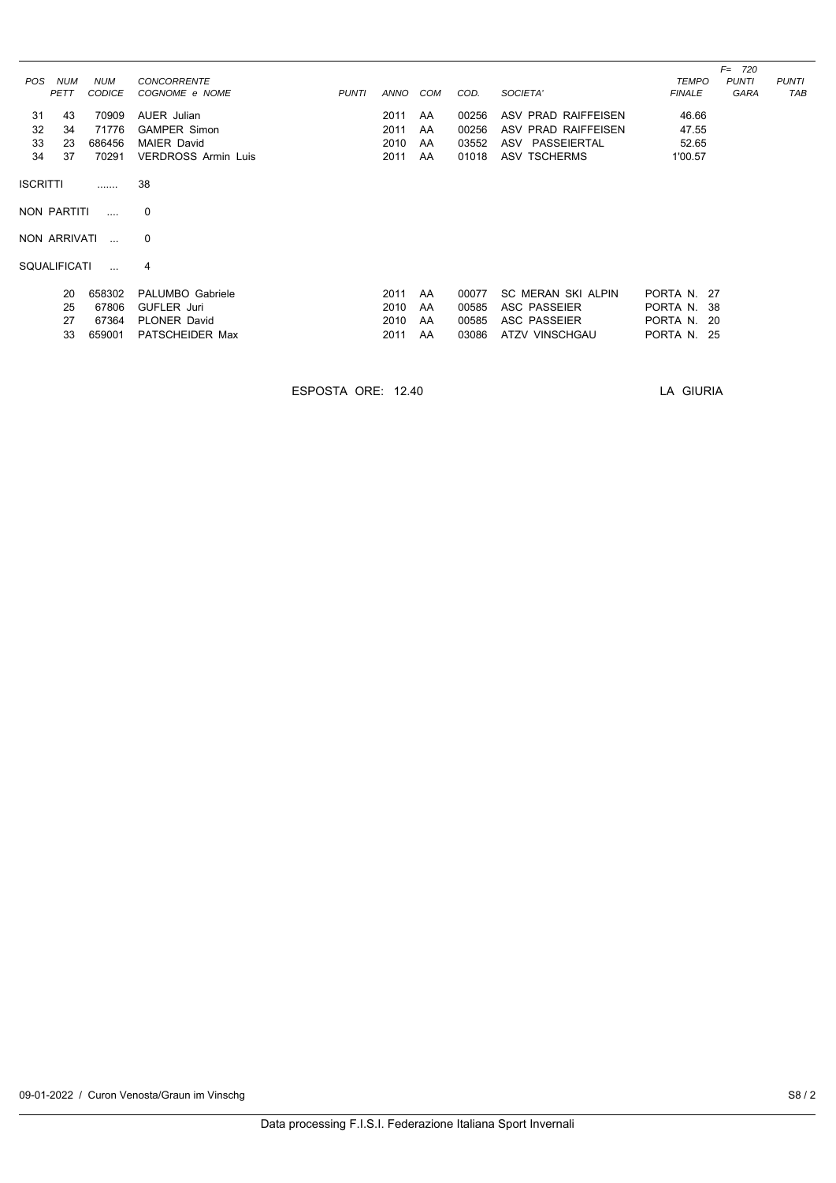| POS | NUM PETT | NUM CODICE | CONCORRENTE COGNOME e NOME | PUNTI | ANNO | COM | COD. | SOCIETA' | TEMPO FINALE | F= 720 PUNTI GARA | PUNTI TAB |
|---|---|---|---|---|---|---|---|---|---|---|---|
| 31 | 43 | 70909 | AUER Julian | | 2011 | AA | 00256 | ASV PRAD RAIFFEISEN | 46.66 | | |
| 32 | 34 | 71776 | GAMPER Simon | | 2011 | AA | 00256 | ASV PRAD RAIFFEISEN | 47.55 | | |
| 33 | 23 | 686456 | MAIER David | | 2010 | AA | 03552 | ASV PASSEIERTAL | 52.65 | | |
| 34 | 37 | 70291 | VERDROSS Armin Luis | | 2011 | AA | 01018 | ASV TSCHERMS | 1'00.57 | | |

ISCRITTI ....... 38

NON PARTITI .... 0

NON ARRIVATI ... 0

SQUALIFICATI ... 4

| | NUM PETT | NUM CODICE | CONCORRENTE COGNOME e NOME | PUNTI | ANNO | COM | COD. | SOCIETA' | |
|---|---|---|---|---|---|---|---|---|---|
| | 20 | 658302 | PALUMBO Gabriele | | 2011 | AA | 00077 | SC MERAN SKI ALPIN | PORTA N. 27 |
| | 25 | 67806 | GUFLER Juri | | 2010 | AA | 00585 | ASC PASSEIER | PORTA N. 38 |
| | 27 | 67364 | PLONER David | | 2010 | AA | 00585 | ASC PASSEIER | PORTA N. 20 |
| | 33 | 659001 | PATSCHEIDER Max | | 2011 | AA | 03086 | ATZV VINSCHGAU | PORTA N. 25 |

ESPOSTA ORE: 12.40

LA GIURIA